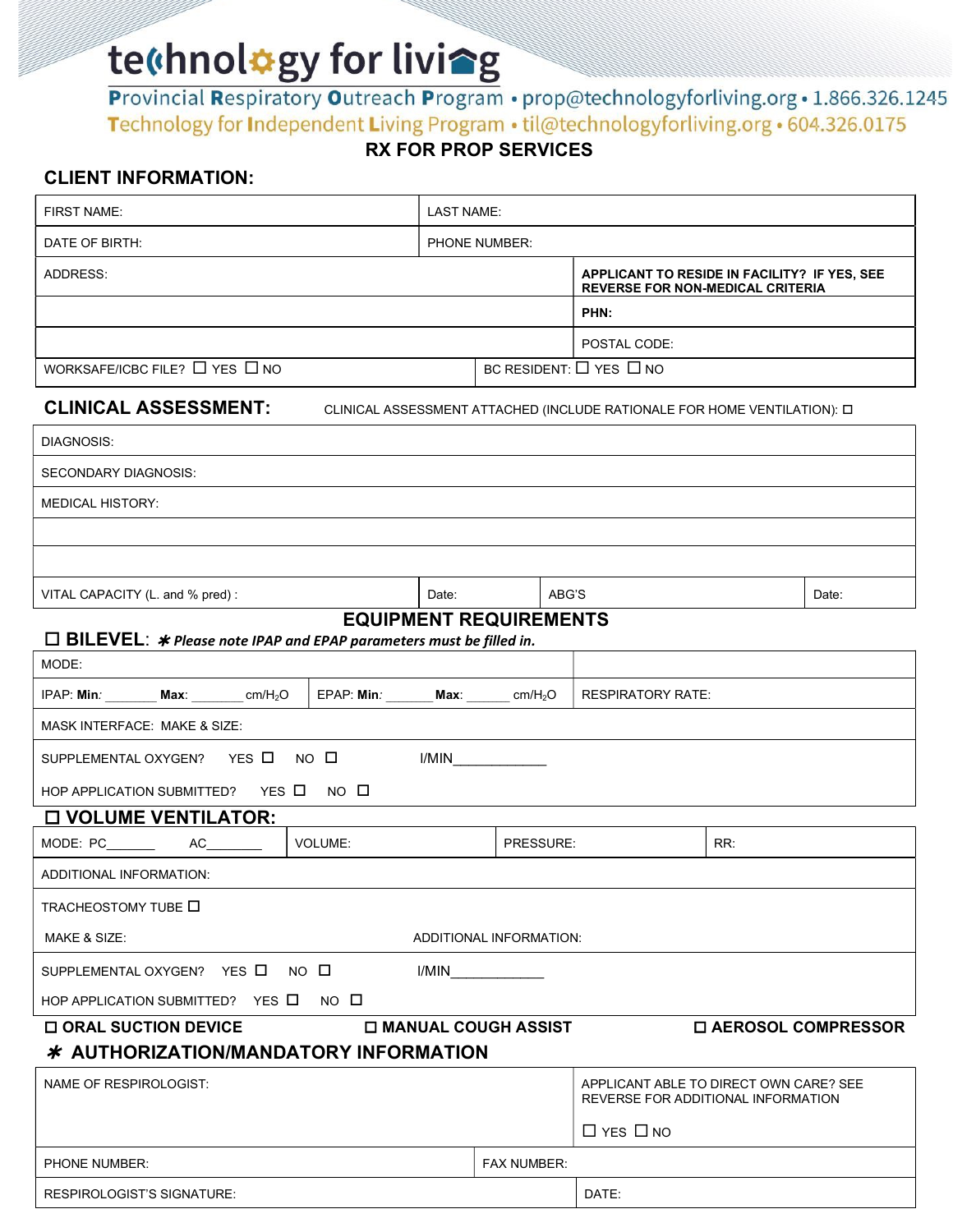# technology for living

**Provincial Respiratory Outreach Program** • prop@technologyforliving.org • 1.866.326.1245
**Technology for Independent Living Program** • til@technologyforliving.org • 604.326.0175

## RX FOR PROP SERVICES

### CLIENT INFORMATION:

| | |
|---|---|
| FIRST NAME: | LAST NAME: |
| DATE OF BIRTH: | PHONE NUMBER: |
| ADDRESS: | **APPLICANT TO RESIDE IN FACILITY? IF YES, SEE REVERSE FOR NON-MEDICAL CRITERIA** |
| | **PHN:** |
| | POSTAL CODE: |
| WORKSAFE/ICBC FILE? ☐ YES ☐ NO | BC RESIDENT: ☐ YES ☐ NO |

### CLINICAL ASSESSMENT:

CLINICAL ASSESSMENT ATTACHED (INCLUDE RATIONALE FOR HOME VENTILATION): ☐

| | | | |
|---|---|---|---|
| DIAGNOSIS: | | | |
| SECONDARY DIAGNOSIS: | | | |
| MEDICAL HISTORY: | | | |
| | | | |
| | | | |
| VITAL CAPACITY (L. and % pred) : | Date: | ABG'S | Date: |

### EQUIPMENT REQUIREMENTS

**☐ BILEVEL**: ✱ ***Please note IPAP and EPAP parameters must be filled in.***

| | | |
|---|---|---|
| MODE: | | |
| IPAP: **Min**: _______ **Max**: _______ $cm/H_2O$ | EPAP: **Min**: _______ **Max**: ______ $cm/H_2O$ | RESPIRATORY RATE: |
| MASK INTERFACE: MAKE & SIZE: | | |
| SUPPLEMENTAL OXYGEN? YES ☐ NO ☐ l/MIN____________ | | |
| HOP APPLICATION SUBMITTED? YES ☐ NO ☐ | | |

**☐ VOLUME VENTILATOR:**

| | | | |
|---|---|---|---|
| MODE: PC_______ AC________ | VOLUME: | PRESSURE: | RR: |
| ADDITIONAL INFORMATION: | | | |
| TRACHEOSTOMY TUBE ☐ | | | |
| MAKE & SIZE: | ADDITIONAL INFORMATION: | | |
| SUPPLEMENTAL OXYGEN? YES ☐ NO ☐ l/MIN____________ | | | |
| HOP APPLICATION SUBMITTED? YES ☐ NO ☐ | | | |

**☐ ORAL SUCTION DEVICE** **☐ MANUAL COUGH ASSIST** **☐ AEROSOL COMPRESSOR**

### ✱ AUTHORIZATION/MANDATORY INFORMATION

| | |
|---|---|
| NAME OF RESPIROLOGIST: | APPLICANT ABLE TO DIRECT OWN CARE? SEE REVERSE FOR ADDITIONAL INFORMATION<br>☐ YES ☐ NO |
| PHONE NUMBER: | FAX NUMBER: |
| RESPIROLOGIST'S SIGNATURE: | DATE: |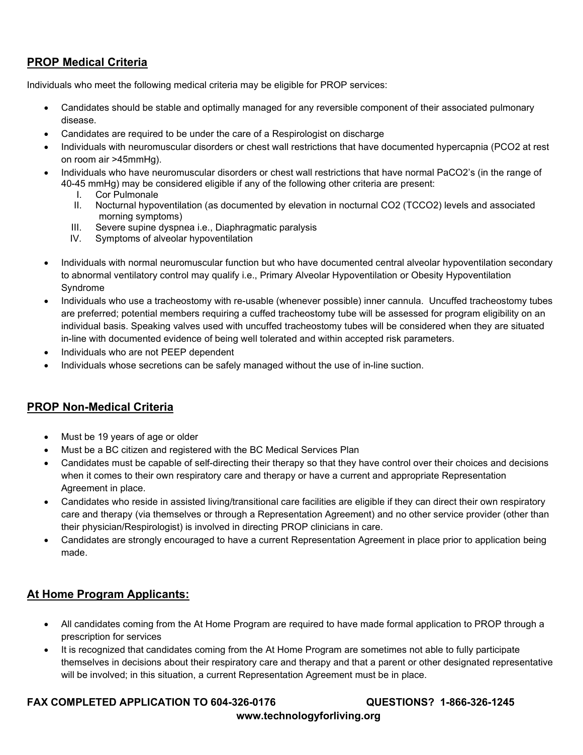## PROP Medical Criteria

Individuals who meet the following medical criteria may be eligible for PROP services:

- Candidates should be stable and optimally managed for any reversible component of their associated pulmonary disease.
- Candidates are required to be under the care of a Respirologist on discharge
- Individuals with neuromuscular disorders or chest wall restrictions that have documented hypercapnia ($PCO_2$ at rest on room air >45mmHg).
- Individuals who have neuromuscular disorders or chest wall restrictions that have normal $PaCO_2$'s (in the range of 40-45 mmHg) may be considered eligible if any of the following other criteria are present:
  - I. Cor Pulmonale
  - II. Nocturnal hypoventilation (as documented by elevation in nocturnal $CO_2$ ($TCCO_2$) levels and associated morning symptoms)
  - III. Severe supine dyspnea i.e., Diaphragmatic paralysis
  - IV. Symptoms of alveolar hypoventilation
- Individuals with normal neuromuscular function but who have documented central alveolar hypoventilation secondary to abnormal ventilatory control may qualify i.e., Primary Alveolar Hypoventilation or Obesity Hypoventilation Syndrome
- Individuals who use a tracheostomy with re-usable (whenever possible) inner cannula. Uncuffed tracheostomy tubes are preferred; potential members requiring a cuffed tracheostomy tube will be assessed for program eligibility on an individual basis. Speaking valves used with uncuffed tracheostomy tubes will be considered when they are situated in-line with documented evidence of being well tolerated and within accepted risk parameters.
- Individuals who are not PEEP dependent
- Individuals whose secretions can be safely managed without the use of in-line suction.

## PROP Non-Medical Criteria

- Must be 19 years of age or older
- Must be a BC citizen and registered with the BC Medical Services Plan
- Candidates must be capable of self-directing their therapy so that they have control over their choices and decisions when it comes to their own respiratory care and therapy or have a current and appropriate Representation Agreement in place.
- Candidates who reside in assisted living/transitional care facilities are eligible if they can direct their own respiratory care and therapy (via themselves or through a Representation Agreement) and no other service provider (other than their physician/Respirologist) is involved in directing PROP clinicians in care.
- Candidates are strongly encouraged to have a current Representation Agreement in place prior to application being made.

## At Home Program Applicants:

- All candidates coming from the At Home Program are required to have made formal application to PROP through a prescription for services
- It is recognized that candidates coming from the At Home Program are sometimes not able to fully participate themselves in decisions about their respiratory care and therapy and that a parent or other designated representative will be involved; in this situation, a current Representation Agreement must be in place.

**FAX COMPLETED APPLICATION TO 604-326-0176 QUESTIONS? 1-866-326-1245**
**www.technologyforliving.org**